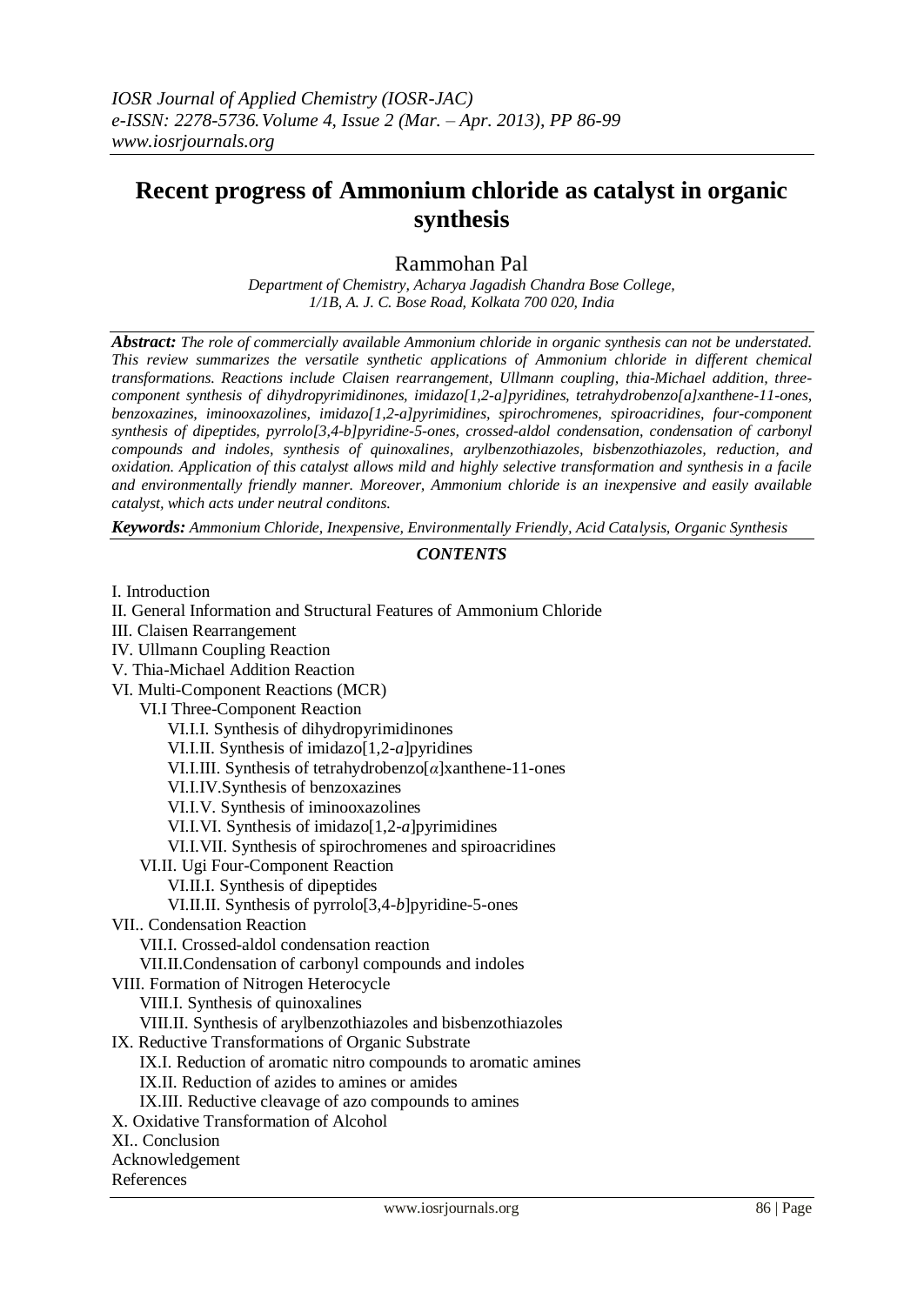# Recent progress of Ammonium chloride as catalyst in organic synthesis

Rammohan Pal

*Department of Chemistry, Acharya Jagadish Chandra Bose College, 1/1B, A. J. C. Bose Road, Kolkata 700 020, India*

***Abstract:*** *The role of commercially available Ammonium chloride in organic synthesis can not be understated. This review summarizes the versatile synthetic applications of Ammonium chloride in different chemical transformations. Reactions include Claisen rearrangement, Ullmann coupling, thia-Michael addition, three-component synthesis of dihydropyrimidinones, imidazo[1,2-a]pyridines, tetrahydrobenzo[a]xanthene-11-ones, benzoxazines, iminooxazolines, imidazo[1,2-a]pyrimidines, spirochromenes, spiroacridines, four-component synthesis of dipeptides, pyrrolo[3,4-b]pyridine-5-ones, crossed-aldol condensation, condensation of carbonyl compounds and indoles, synthesis of quinoxalines, arylbenzothiazoles, bisbenzothiazoles, reduction, and oxidation. Application of this catalyst allows mild and highly selective transformation and synthesis in a facile and environmentally friendly manner. Moreover, Ammonium chloride is an inexpensive and easily available catalyst, which acts under neutral conditons.*

***Keywords:*** *Ammonium Chloride, Inexpensive, Environmentally Friendly, Acid Catalysis, Organic Synthesis*

***CONTENTS***

I. Introduction
II. General Information and Structural Features of Ammonium Chloride
III. Claisen Rearrangement
IV. Ullmann Coupling Reaction
V. Thia-Michael Addition Reaction
VI. Multi-Component Reactions (MCR)
- VI.I Three-Component Reaction
  - VI.I.I. Synthesis of dihydropyrimidinones
  - VI.I.II. Synthesis of imidazo[1,2-*a*]pyridines
  - VI.I.III. Synthesis of tetrahydrobenzo[*α*]xanthene-11-ones
  - VI.I.IV.Synthesis of benzoxazines
  - VI.I.V. Synthesis of iminooxazolines
  - VI.I.VI. Synthesis of imidazo[1,2-*a*]pyrimidines
  - VI.I.VII. Synthesis of spirochromenes and spiroacridines
- VI.II. Ugi Four-Component Reaction
  - VI.II.I. Synthesis of dipeptides
  - VI.II.II. Synthesis of pyrrolo[3,4-*b*]pyridine-5-ones

VII.. Condensation Reaction
- VII.I. Crossed-aldol condensation reaction
- VII.II.Condensation of carbonyl compounds and indoles

VIII. Formation of Nitrogen Heterocycle
- VIII.I. Synthesis of quinoxalines
- VIII.II. Synthesis of arylbenzothiazoles and bisbenzothiazoles

IX. Reductive Transformations of Organic Substrate
- IX.I. Reduction of aromatic nitro compounds to aromatic amines
- IX.II. Reduction of azides to amines or amides
- IX.III. Reductive cleavage of azo compounds to amines

X. Oxidative Transformation of Alcohol
XI.. Conclusion
Acknowledgement
References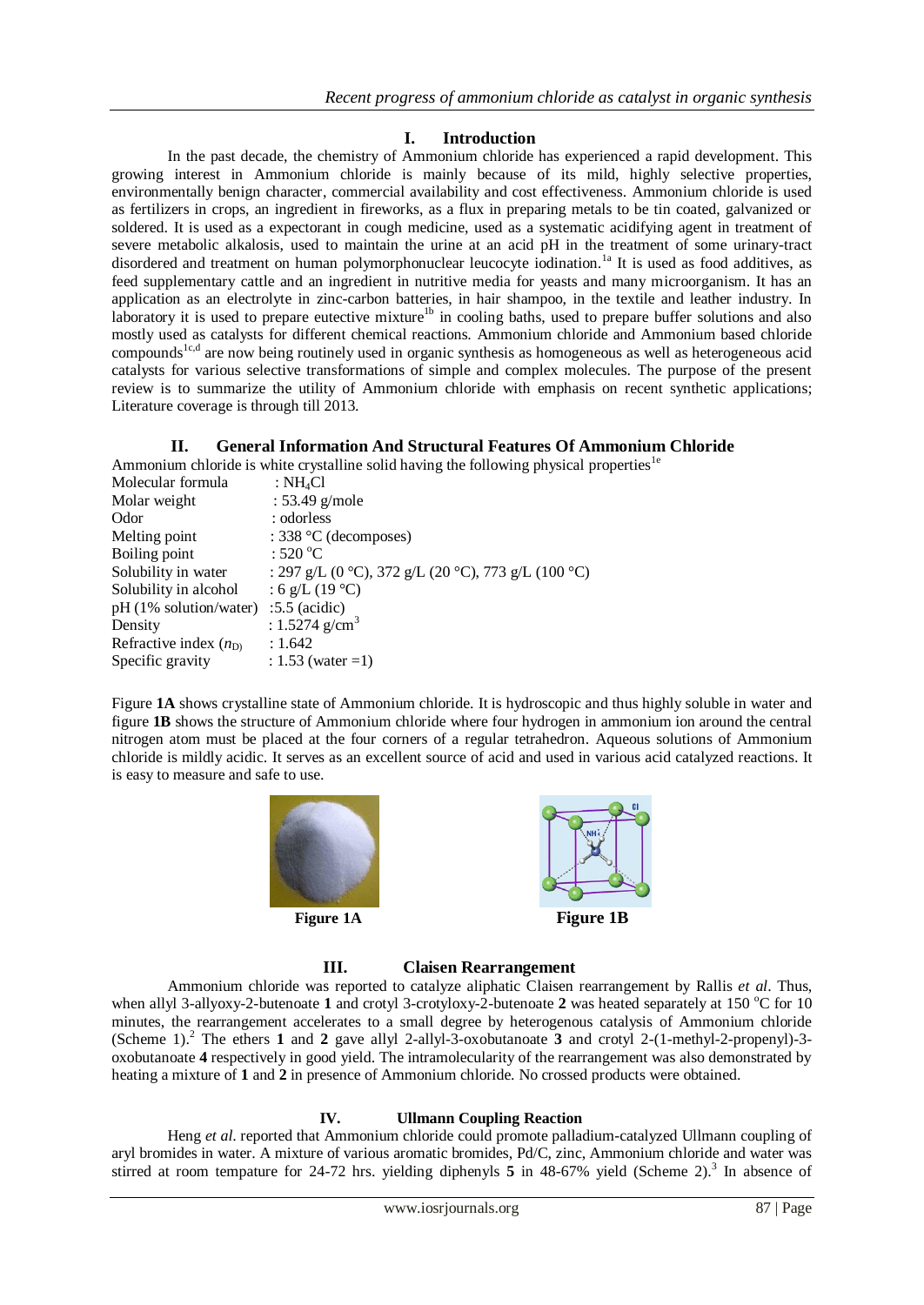## I. Introduction

In the past decade, the chemistry of Ammonium chloride has experienced a rapid development. This growing interest in Ammonium chloride is mainly because of its mild, highly selective properties, environmentally benign character, commercial availability and cost effectiveness. Ammonium chloride is used as fertilizers in crops, an ingredient in fireworks, as a flux in preparing metals to be tin coated, galvanized or soldered. It is used as a expectorant in cough medicine, used as a systematic acidifying agent in treatment of severe metabolic alkalosis, used to maintain the urine at an acid pH in the treatment of some urinary-tract disordered and treatment on human polymorphonuclear leucocyte iodination.[1a] It is used as food additives, as feed supplementary cattle and an ingredient in nutritive media for yeasts and many microorganism. It has an application as an electrolyte in zinc-carbon batteries, in hair shampoo, in the textile and leather industry. In laboratory it is used to prepare eutective mixture[1b] in cooling baths, used to prepare buffer solutions and also mostly used as catalysts for different chemical reactions. Ammonium chloride and Ammonium based chloride compounds[1c,d] are now being routinely used in organic synthesis as homogeneous as well as heterogeneous acid catalysts for various selective transformations of simple and complex molecules. The purpose of the present review is to summarize the utility of Ammonium chloride with emphasis on recent synthetic applications; Literature coverage is through till 2013.

## II. General Information And Structural Features Of Ammonium Chloride

Ammonium chloride is white crystalline solid having the following physical properties[1e]

| | |
|---|---|
| Molecular formula | : $NH_4Cl$ |
| Molar weight | : 53.49 g/mole |
| Odor | : odorless |
| Melting point | : 338 °C (decomposes) |
| Boiling point | : 520 °C |
| Solubility in water | : 297 g/L (0 °C), 372 g/L (20 °C), 773 g/L (100 °C) |
| Solubility in alcohol | : 6 g/L (19 °C) |
| pH (1% solution/water) | :5.5 (acidic) |
| Density | : 1.5274 g/cm$^3$ |
| Refractive index ($n_D$) | : 1.642 |
| Specific gravity | : 1.53 (water =1) |

Figure **1A** shows crystalline state of Ammonium chloride. It is hydroscopic and thus highly soluble in water and figure **1B** shows the structure of Ammonium chloride where four hydrogen in ammonium ion around the central nitrogen atom must be placed at the four corners of a regular tetrahedron. Aqueous solutions of Ammonium chloride is mildly acidic. It serves as an excellent source of acid and used in various acid catalyzed reactions. It is easy to measure and safe to use.

**Figure 1A** **Figure 1B**

## III. Claisen Rearrangement

Ammonium chloride was reported to catalyze aliphatic Claisen rearrangement by Rallis *et al*. Thus, when allyl 3-allyoxy-2-butenoate **1** and crotyl 3-crotyloxy-2-butenoate **2** was heated separately at 150 °C for 10 minutes, the rearrangement accelerates to a small degree by heterogenous catalysis of Ammonium chloride (Scheme 1).[2] The ethers **1** and **2** gave allyl 2-allyl-3-oxobutanoate **3** and crotyl 2-(1-methyl-2-propenyl)-3-oxobutanoate **4** respectively in good yield. The intramolecularity of the rearrangement was also demonstrated by heating a mixture of **1** and **2** in presence of Ammonium chloride. No crossed products were obtained.

## IV. Ullmann Coupling Reaction

Heng *et al*. reported that Ammonium chloride could promote palladium-catalyzed Ullmann coupling of aryl bromides in water. A mixture of various aromatic bromides, Pd/C, zinc, Ammonium chloride and water was stirred at room tempature for 24-72 hrs. yielding diphenyls **5** in 48-67% yield (Scheme 2).[3] In absence of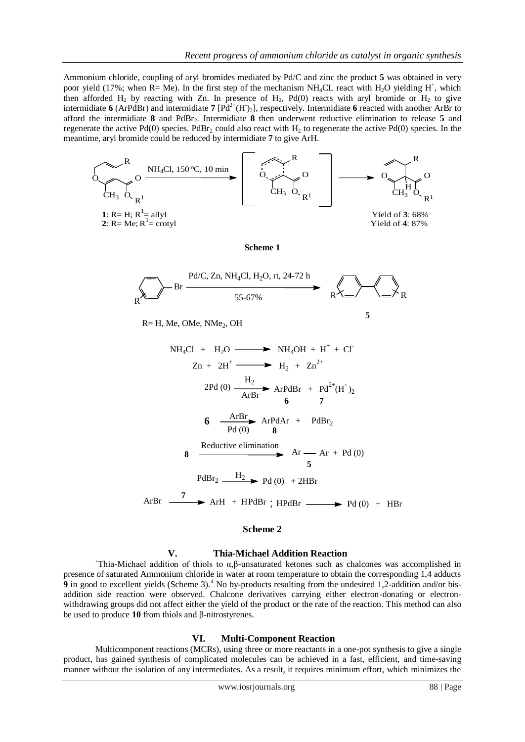Ammonium chloride, coupling of aryl bromides mediated by Pd/C and zinc the product **5** was obtained in very poor yield (17%; when R= Me). In the first step of the mechanism $NH_4CL$ react with $H_2O$ yielding $H^+$, which then afforded $H_2$ by reacting with Zn. In presence of $H_2$, Pd(0) reacts with aryl bromide or $H_2$ to give intermediate **6** (ArPdBr) and intermediate **7** [$Pd^{2+}(H^-)_2$], respectively. Intermediate **6** reacted with another ArBr to afford the intermediate **8** and $PdBr_2$. Intermidiate **8** then underwent reductive elimination to release **5** and regenerate the active Pd(0) species. $PdBr_2$ could also react with $H_2$ to regenerate the active Pd(0) species. In the meantime, aryl bromide could be reduced by intermediate **7** to give ArH.

$NH_4Cl$, 150 °C, 10 min

**1**: R= H; $R^1$= allyl
**2**: R= Me; $R^1$= crotyl

Yield of **3**: 68%
Yield of **4**: 87%

**Scheme 1**

Pd/C, Zn, $NH_4Cl$, $H_2O$, rt, 24-72 h

55-67%

**5**

R= H, Me, OMe, $NMe_2$, OH

$$NH_4Cl + H_2O \longrightarrow NH_4OH + H^+ + Cl^-$$

$$Zn + 2H^+ \longrightarrow H_2 + Zn^{2+}$$

$$2Pd(0) \xrightarrow[ArBr]{H_2} \underset{\mathbf{6}}{ArPdBr} + \underset{\mathbf{7}}{Pd^{2+}(H^-)_2}$$

$$\mathbf{6} \xrightarrow[Pd(0)]{ArBr} \underset{\mathbf{8}}{ArPdAr} + PdBr_2$$

$$\mathbf{8} \xrightarrow{\text{Reductive elimination}} \underset{\mathbf{5}}{Ar-Ar} + Pd(0)$$

$$PdBr_2 \xrightarrow{H_2} Pd(0) + 2HBr$$

$$ArBr \xrightarrow{\mathbf{7}} ArH + HPdBr \text{ ; } HPdBr \longrightarrow Pd(0) + HBr$$

**Scheme 2**

## V. Thia-Michael Addition Reaction

`Thia-Michael addition of thiols to α,β-unsaturated ketones such as chalcones was accomplished in presence of saturated Ammonium chloride in water at room temperature to obtain the corresponding 1,4 adducts **9** in good to excellent yields (Scheme 3).[4] No by-products resulting from the undesired 1,2-addition and/or bis-addition side reaction were observed. Chalcone derivatives carrying either electron-donating or electron-withdrawing groups did not affect either the yield of the product or the rate of the reaction. This method can also be used to produce **10** from thiols and β-nitrostyrenes.

## VI. Multi-Component Reaction

Multicomponent reactions (MCRs), using three or more reactants in a one-pot synthesis to give a single product, has gained synthesis of complicated molecules can be achieved in a fast, efficient, and time-saving manner without the isolation of any intermediates. As a result, it requires minimum effort, which minimizes the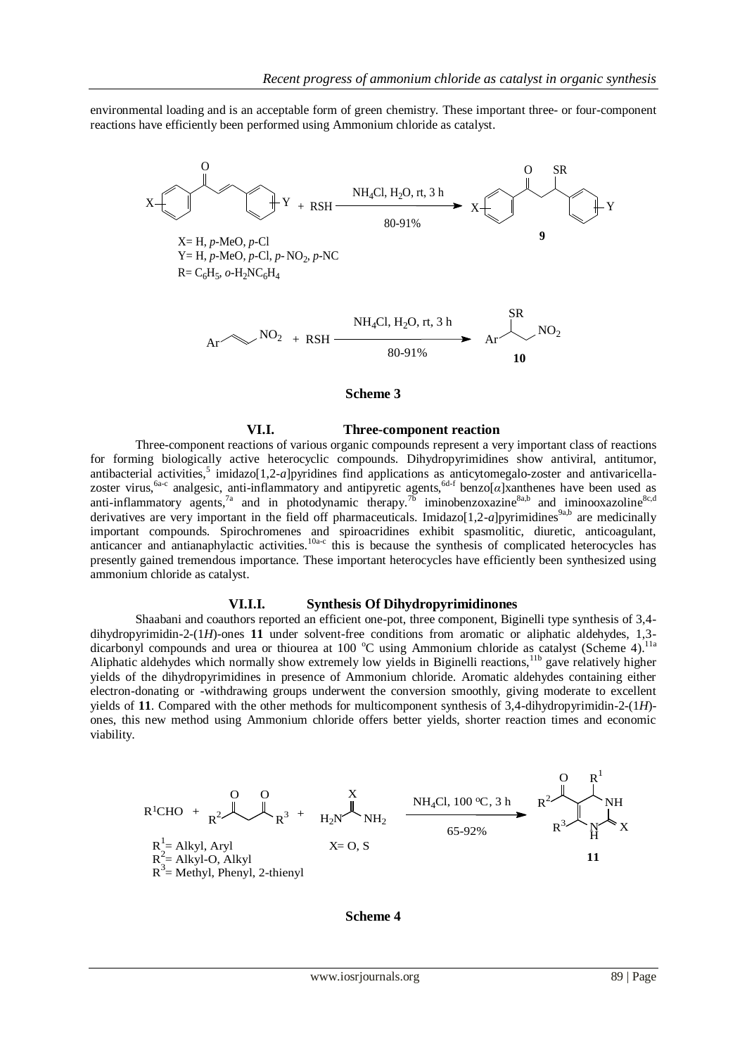environmental loading and is an acceptable form of green chemistry. These important three- or four-component reactions have efficiently been performed using Ammonium chloride as catalyst.

X= H, *p*-MeO, *p*-Cl
Y= H, *p*-MeO, *p*-Cl, *p*- $NO_2$, *p*-NC
R= $C_6H_5$, *o*-$H_2NC_6H_4$

$NH_4Cl$, $H_2O$, rt, 3 h — 80-91% — **9**

$NH_4Cl$, $H_2O$, rt, 3 h — 80-91% — **10**

**Scheme 3**

## VI.I. Three-component reaction

Three-component reactions of various organic compounds represent a very important class of reactions for forming biologically active heterocyclic compounds. Dihydropyrimidines show antiviral, antitumor, antibacterial activities,[5] imidazo[1,2-*a*]pyridines find applications as anticytomegalo-zoster and antivaricella-zoster virus,[6a-c] analgesic, anti-inflammatory and antipyretic agents,[6d-f] benzo[*α*]xanthenes have been used as anti-inflammatory agents,[7a] and in photodynamic therapy.[7b] iminobenzoxazine[8a,b] and iminooxazoline[8c,d] derivatives are very important in the field off pharmaceuticals. Imidazo[1,2-*a*]pyrimidines[9a,b] are medicinally important compounds. Spirochromenes and spiroacridines exhibit spasmolitic, diuretic, anticoagulant, anticancer and antianaphylactic activities.[10a-c] this is because the synthesis of complicated heterocycles has presently gained tremendous importance. These important heterocycles have efficiently been synthesized using ammonium chloride as catalyst.

### VI.I.I. Synthesis Of Dihydropyrimidinones

Shaabani and coauthors reported an efficient one-pot, three component, Biginelli type synthesis of 3,4-dihydropyrimidin-2-(1*H*)-ones **11** under solvent-free conditions from aromatic or aliphatic aldehydes, 1,3-dicarbonyl compounds and urea or thiourea at 100 °C using Ammonium chloride as catalyst (Scheme 4).[11a] Aliphatic aldehydes which normally show extremely low yields in Biginelli reactions,[11b] gave relatively higher yields of the dihydropyrimidines in presence of Ammonium chloride. Aromatic aldehydes containing either electron-donating or -withdrawing groups underwent the conversion smoothly, giving moderate to excellent yields of **11**. Compared with the other methods for multicomponent synthesis of 3,4-dihydropyrimidin-2-(1*H*)-ones, this new method using Ammonium chloride offers better yields, shorter reaction times and economic viability.

$R^1$= Alkyl, Aryl
$R^2$= Alkyl-O, Alkyl
$R^3$= Methyl, Phenyl, 2-thienyl
X= O, S

$NH_4Cl$, 100 °C, 3 h — 65-92% — **11**

**Scheme 4**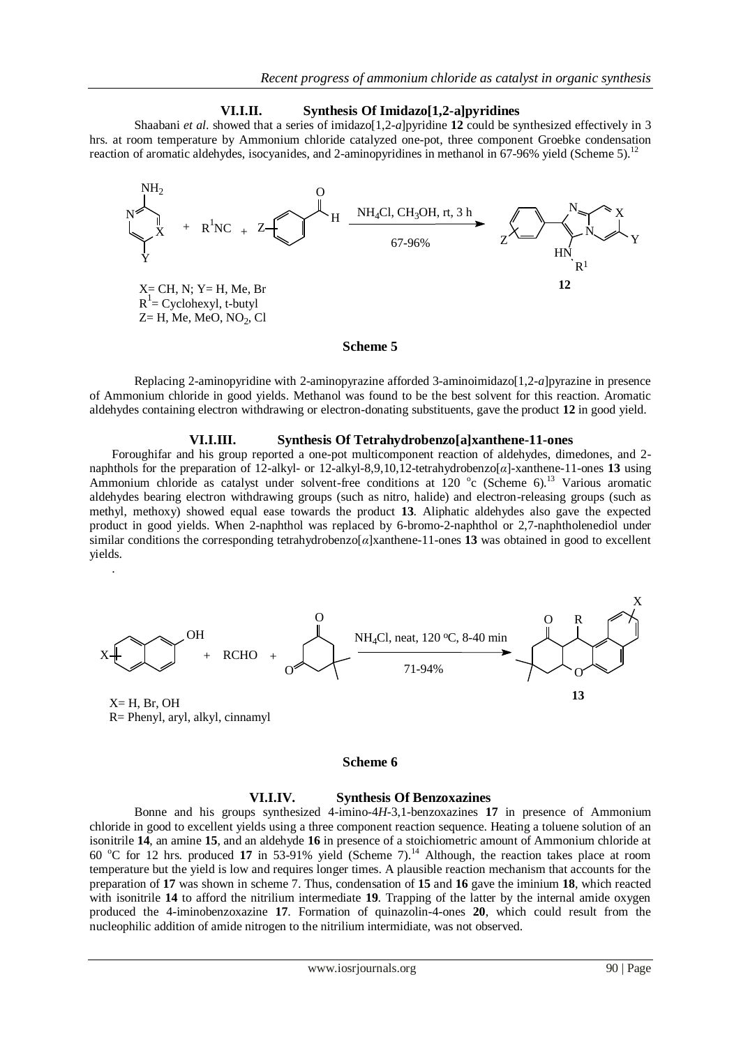### VI.I.II. Synthesis Of Imidazo[1,2-a]pyridines

Shaabani *et al*. showed that a series of imidazo[1,2-*a*]pyridine **12** could be synthesized effectively in 3 hrs. at room temperature by Ammonium chloride catalyzed one-pot, three component Groebke condensation reaction of aromatic aldehydes, isocyanides, and 2-aminopyridines in methanol in 67-96% yield (Scheme 5).[12]

$NH_4Cl$, $CH_3OH$, rt, 3 h

67-96%

X= CH, N; Y= H, Me, Br
$R^1$= Cyclohexyl, t-butyl
Z= H, Me, MeO, $NO_2$, Cl

**12**

**Scheme 5**

Replacing 2-aminopyridine with 2-aminopyrazine afforded 3-aminoimidazo[1,2-*a*]pyrazine in presence of Ammonium chloride in good yields. Methanol was found to be the best solvent for this reaction. Aromatic aldehydes containing electron withdrawing or electron-donating substituents, gave the product **12** in good yield.

### VI.I.III. Synthesis Of Tetrahydrobenzo[a]xanthene-11-ones

Foroughifar and his group reported a one-pot multicomponent reaction of aldehydes, dimedones, and 2-naphthols for the preparation of 12-alkyl- or 12-alkyl-8,9,10,12-tetrahydrobenzo[*α*]-xanthene-11-ones **13** using Ammonium chloride as catalyst under solvent-free conditions at 120 °c (Scheme 6).[13] Various aromatic aldehydes bearing electron withdrawing groups (such as nitro, halide) and electron-releasing groups (such as methyl, methoxy) showed equal ease towards the product **13**. Aliphatic aldehydes also gave the expected product in good yields. When 2-naphthol was replaced by 6-bromo-2-naphthol or 2,7-naphtholenediol under similar conditions the corresponding tetrahydrobenzo[*α*]xanthene-11-ones **13** was obtained in good to excellent yields.

$NH_4Cl$, neat, 120 °C, 8-40 min

71-94%

X= H, Br, OH
R= Phenyl, aryl, alkyl, cinnamyl

**13**

**Scheme 6**

### VI.I.IV. Synthesis Of Benzoxazines

Bonne and his groups synthesized 4-imino-4*H*-3,1-benzoxazines **17** in presence of Ammonium chloride in good to excellent yields using a three component reaction sequence. Heating a toluene solution of an isonitrile **14**, an amine **15**, and an aldehyde **16** in presence of a stoichiometric amount of Ammonium chloride at 60 °C for 12 hrs. produced **17** in 53-91% yield (Scheme 7).[14] Although, the reaction takes place at room temperature but the yield is low and requires longer times. A plausible reaction mechanism that accounts for the preparation of **17** was shown in scheme 7. Thus, condensation of **15** and **16** gave the iminium **18**, which reacted with isonitrile **14** to afford the nitrilium intermediate **19**. Trapping of the latter by the internal amide oxygen produced the 4-iminobenzoxazine **17**. Formation of quinazolin-4-ones **20**, which could result from the nucleophilic addition of amide nitrogen to the nitrilium intermidiate, was not observed.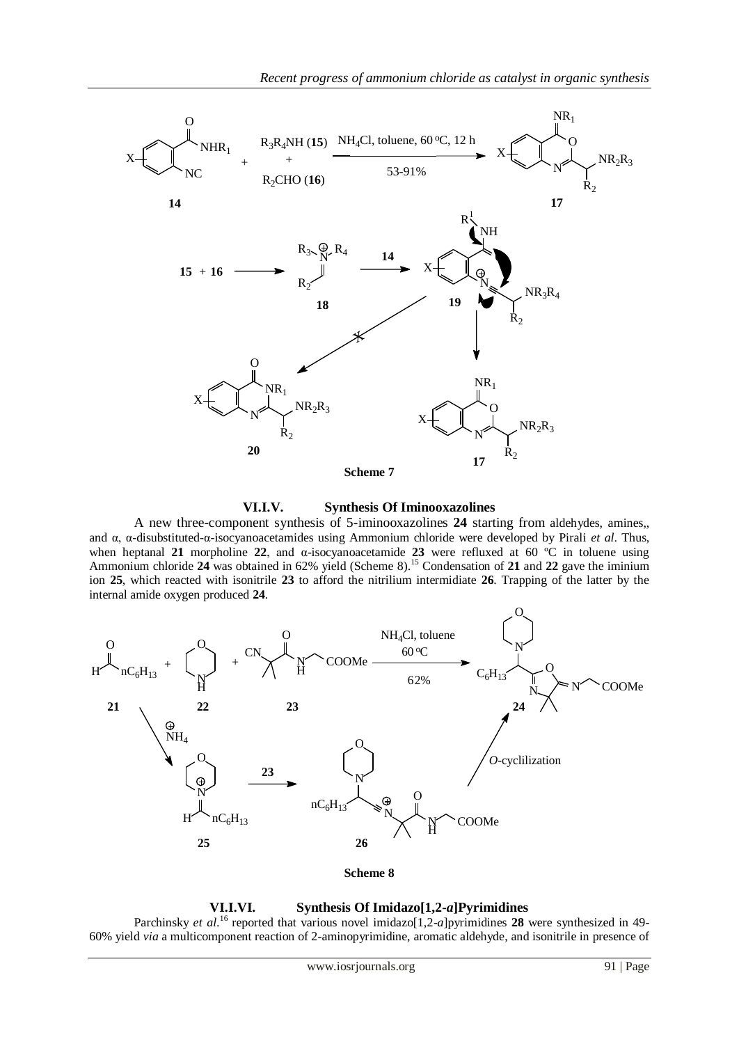Scheme 7

## VI.I.V. Synthesis Of Iminooxazolines

A new three-component synthesis of 5-iminooxazolines **24** starting from aldehydes, amines,, and α, α-disubstituted-α-isocyanoacetamides using Ammonium chloride were developed by Pirali *et al*. Thus, when heptanal **21** morpholine **22**, and α-isocyanoacetamide **23** were refluxed at 60 ºC in toluene using Ammonium chloride **24** was obtained in 62% yield (Scheme 8).[15] Condensation of **21** and **22** gave the iminium ion **25**, which reacted with isonitrile **23** to afford the nitrilium intermediate **26**. Trapping of the latter by the internal amide oxygen produced **24**.

Scheme 8

## VI.I.VI. Synthesis Of Imidazo[1,2-*a*]Pyrimidines

Parchinsky *et al*.[16] reported that various novel imidazo[1,2-*a*]pyrimidines **28** were synthesized in 49-60% yield *via* a multicomponent reaction of 2-aminopyrimidine, aromatic aldehyde, and isonitrile in presence of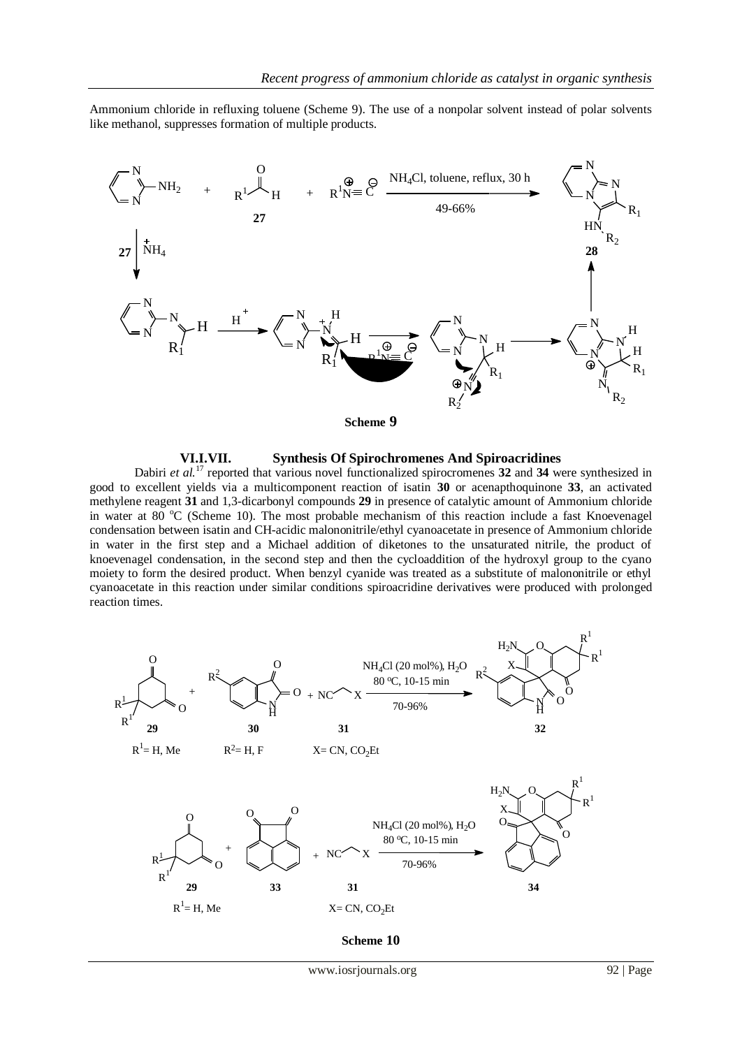Ammonium chloride in refluxing toluene (Scheme 9). The use of a nonpolar solvent instead of polar solvents like methanol, suppresses formation of multiple products.

Scheme 9

### VI.I.VII. Synthesis Of Spirochromenes And Spiroacridines

Dabiri *et al.*[17] reported that various novel functionalized spirocromenes **32** and **34** were synthesized in good to excellent yields via a multicomponent reaction of isatin **30** or acenapthoquinone **33**, an activated methylene reagent **31** and 1,3-dicarbonyl compounds **29** in presence of catalytic amount of Ammonium chloride in water at 80 °C (Scheme 10). The most probable mechanism of this reaction include a fast Knoevenagel condensation between isatin and CH-acidic malononitrile/ethyl cyanoacetate in presence of Ammonium chloride in water in the first step and a Michael addition of diketones to the unsaturated nitrile, the product of knoevenagel condensation, in the second step and then the cycloaddition of the hydroxyl group to the cyano moiety to form the desired product. When benzyl cyanide was treated as a substitute of malononitrile or ethyl cyanoacetate in this reaction under similar conditions spiroacridine derivatives were produced with prolonged reaction times.

Scheme 10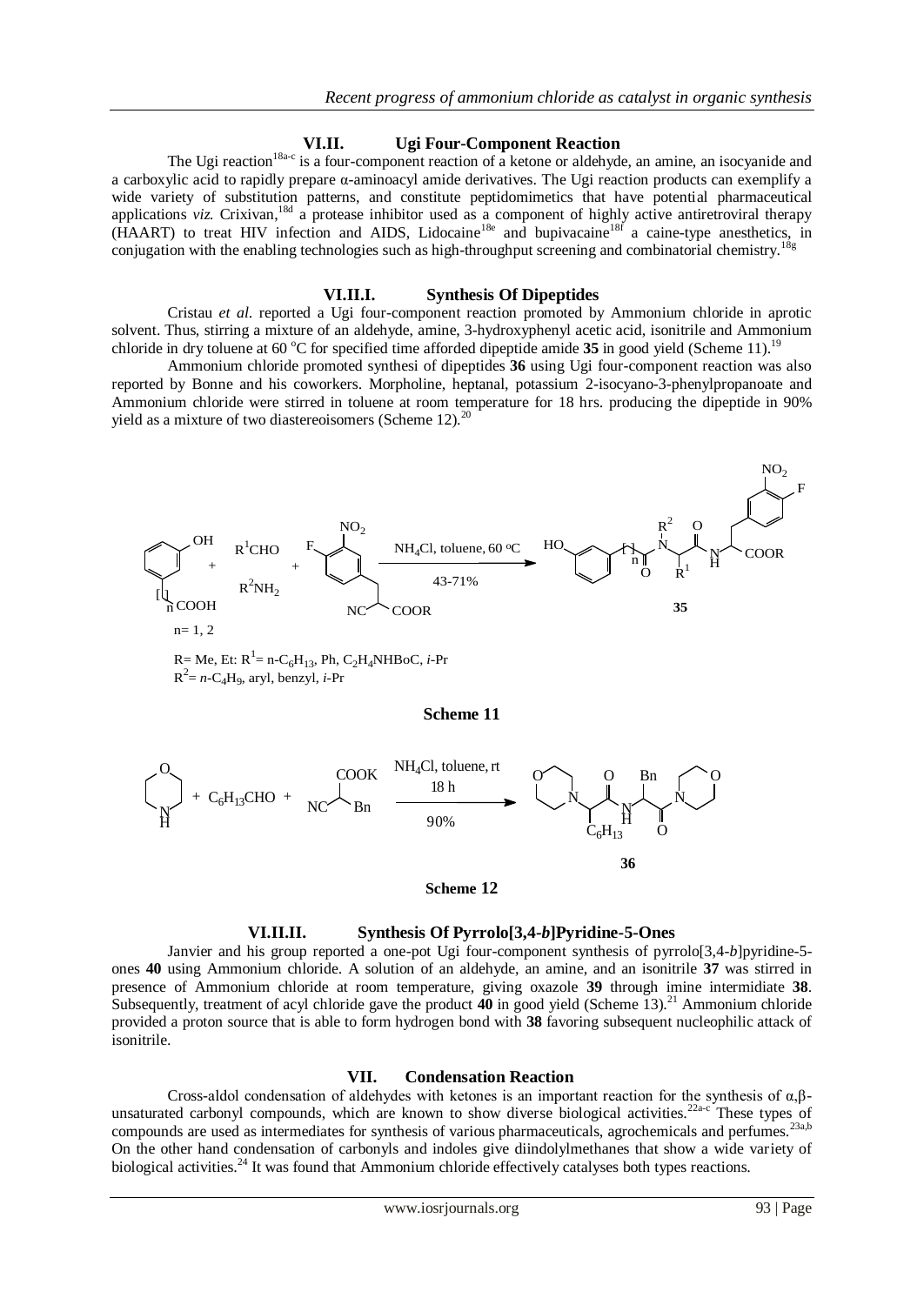## VI.II. Ugi Four-Component Reaction

The Ugi reaction[18a-c] is a four-component reaction of a ketone or aldehyde, an amine, an isocyanide and a carboxylic acid to rapidly prepare α-aminoacyl amide derivatives. The Ugi reaction products can exemplify a wide variety of substitution patterns, and constitute peptidomimetics that have potential pharmaceutical applications *viz.* Crixivan,[18d] a protease inhibitor used as a component of highly active antiretroviral therapy (HAART) to treat HIV infection and AIDS, Lidocaine[18e] and bupivacaine[18f] a caine-type anesthetics, in conjugation with the enabling technologies such as high-throughput screening and combinatorial chemistry.[18g]

### VI.II.I. Synthesis Of Dipeptides

Cristau *et al.* reported a Ugi four-component reaction promoted by Ammonium chloride in aprotic solvent. Thus, stirring a mixture of an aldehyde, amine, 3-hydroxyphenyl acetic acid, isonitrile and Ammonium chloride in dry toluene at 60 °C for specified time afforded dipeptide amide **35** in good yield (Scheme 11).[19]

Ammonium chloride promoted synthesi of dipeptides **36** using Ugi four-component reaction was also reported by Bonne and his coworkers. Morpholine, heptanal, potassium 2-isocyano-3-phenylpropanoate and Ammonium chloride were stirred in toluene at room temperature for 18 hrs. producing the dipeptide in 90% yield as a mixture of two diastereoisomers (Scheme 12).[20]

$NH_4Cl$, toluene, 60 °C; 43-71%; n= 1, 2; **35**

R= Me, Et: $R^1$= n-$C_6H_{13}$, Ph, $C_2H_4$NHBoC, *i*-Pr
$R^2$= *n*-$C_4H_9$, aryl, benzyl, *i*-Pr

**Scheme 11**

$NH_4Cl$, toluene, rt; 18 h; 90%; **36**

**Scheme 12**

### VI.II.II. Synthesis Of Pyrrolo[3,4-*b*]Pyridine-5-Ones

Janvier and his group reported a one-pot Ugi four-component synthesis of pyrrolo[3,4-*b*]pyridine-5-ones **40** using Ammonium chloride. A solution of an aldehyde, an amine, and an isonitrile **37** was stirred in presence of Ammonium chloride at room temperature, giving oxazole **39** through imine intermidiate **38**. Subsequently, treatment of acyl chloride gave the product **40** in good yield (Scheme 13).[21] Ammonium chloride provided a proton source that is able to form hydrogen bond with **38** favoring subsequent nucleophilic attack of isonitrile.

## VII. Condensation Reaction

Cross-aldol condensation of aldehydes with ketones is an important reaction for the synthesis of α,β-unsaturated carbonyl compounds, which are known to show diverse biological activities.[22a-c] These types of compounds are used as intermediates for synthesis of various pharmaceuticals, agrochemicals and perfumes.[23a,b] On the other hand condensation of carbonyls and indoles give diindolylmethanes that show a wide variety of biological activities.[24] It was found that Ammonium chloride effectively catalyses both types reactions.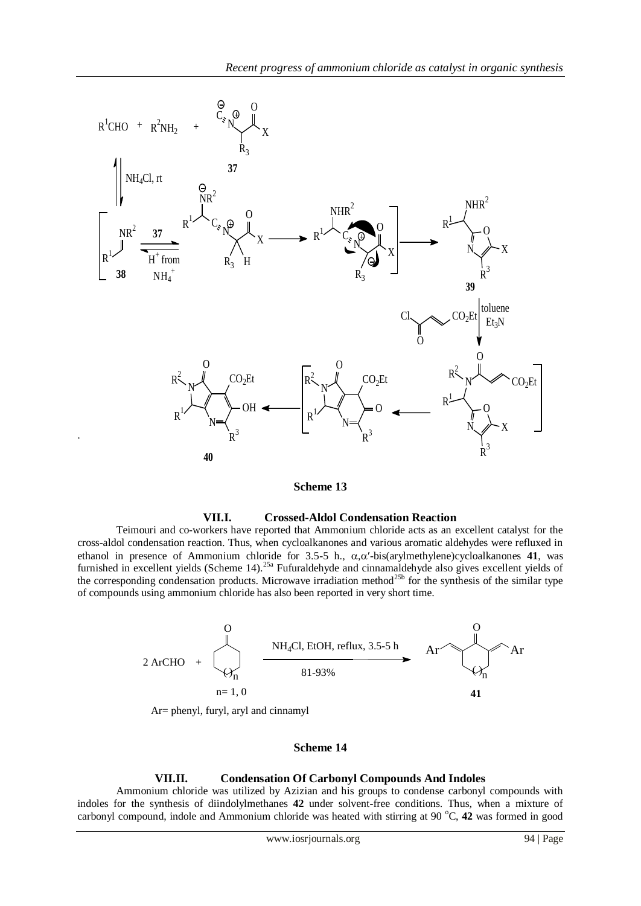Scheme 13

### VII.I. Crossed-Aldol Condensation Reaction

Teimouri and co-workers have reported that Ammonium chloride acts as an excellent catalyst for the cross-aldol condensation reaction. Thus, when cycloalkanones and various aromatic aldehydes were refluxed in ethanol in presence of Ammonium chloride for 3.5-5 h., α,α′-bis(arylmethylene)cycloalkanones **41**, was furnished in excellent yields (Scheme 14).[25a] Fufuraldehyde and cinnamaldehyde also gives excellent yields of the corresponding condensation products. Microwave irradiation method[25b] for the synthesis of the similar type of compounds using ammonium chloride has also been reported in very short time.

Scheme 14

### VII.II. Condensation Of Carbonyl Compounds And Indoles

Ammonium chloride was utilized by Azizian and his groups to condense carbonyl compounds with indoles for the synthesis of diindolylmethanes **42** under solvent-free conditions. Thus, when a mixture of carbonyl compound, indole and Ammonium chloride was heated with stirring at 90 $^{o}$C, **42** was formed in good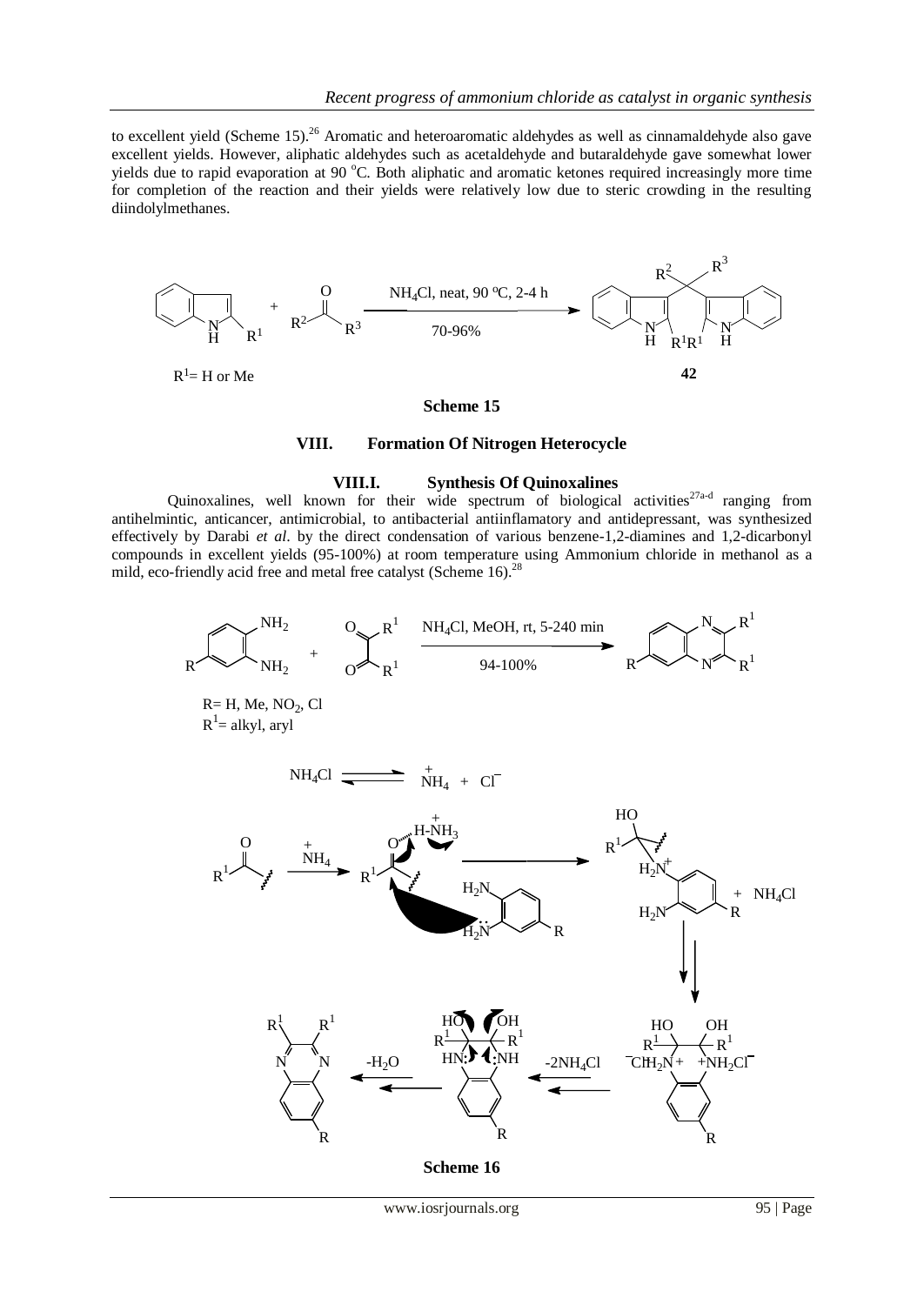to excellent yield (Scheme 15).[26] Aromatic and heteroaromatic aldehydes as well as cinnamaldehyde also gave excellent yields. However, aliphatic aldehydes such as acetaldehyde and butaraldehyde gave somewhat lower yields due to rapid evaporation at 90 °C. Both aliphatic and aromatic ketones required increasingly more time for completion of the reaction and their yields were relatively low due to steric crowding in the resulting diindolylmethanes.

$R^1$= H or Me

$NH_4Cl$, neat, 90 ºC, 2-4 h

70-96%

**42**

**Scheme 15**

## VIII. Formation Of Nitrogen Heterocycle

### VIII.I. Synthesis Of Quinoxalines

Quinoxalines, well known for their wide spectrum of biological activities[27a-d] ranging from antihelmintic, anticancer, antimicrobial, to antibacterial antiinflamatory and antidepressant, was synthesized effectively by Darabi *et al*. by the direct condensation of various benzene-1,2-diamines and 1,2-dicarbonyl compounds in excellent yields (95-100%) at room temperature using Ammonium chloride in methanol as a mild, eco-friendly acid free and metal free catalyst (Scheme 16).[28]

$NH_4Cl$, MeOH, rt, 5-240 min

94-100%

R= H, Me, $NO_2$, Cl
$R^1$= alkyl, aryl

$NH_4Cl \rightleftharpoons NH_4^+ + Cl^-$

-$H_2O$

-$2NH_4Cl$

**Scheme 16**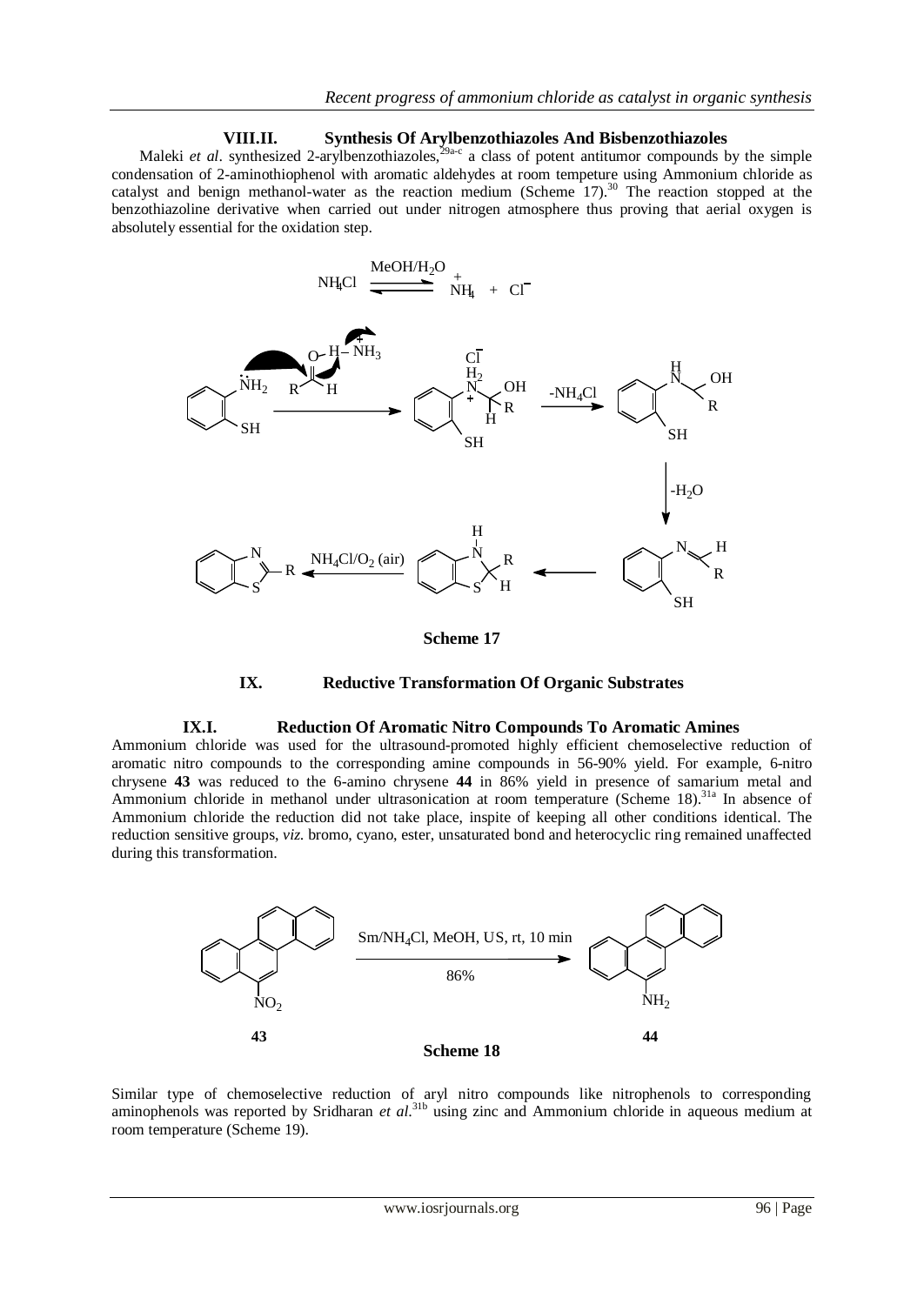## VIII.II. Synthesis Of Arylbenzothiazoles And Bisbenzothiazoles

Maleki *et al*. synthesized 2-arylbenzothiazoles,[29a-c] a class of potent antitumor compounds by the simple condensation of 2-aminothiophenol with aromatic aldehydes at room tempeture using Ammonium chloride as catalyst and benign methanol-water as the reaction medium (Scheme 17).[30] The reaction stopped at the benzothiazoline derivative when carried out under nitrogen atmosphere thus proving that aerial oxygen is absolutely essential for the oxidation step.

Scheme 17

# IX. Reductive Transformation Of Organic Substrates

## IX.I. Reduction Of Aromatic Nitro Compounds To Aromatic Amines

Ammonium chloride was used for the ultrasound-promoted highly efficient chemoselective reduction of aromatic nitro compounds to the corresponding amine compounds in 56-90% yield. For example, 6-nitro chrysene **43** was reduced to the 6-amino chrysene **44** in 86% yield in presence of samarium metal and Ammonium chloride in methanol under ultrasonication at room temperature (Scheme 18).[31a] In absence of Ammonium chloride the reduction did not take place, inspite of keeping all other conditions identical. The reduction sensitive groups, *viz.* bromo, cyano, ester, unsaturated bond and heterocyclic ring remained unaffected during this transformation.

Scheme 18

Similar type of chemoselective reduction of aryl nitro compounds like nitrophenols to corresponding aminophenols was reported by Sridharan *et al*.[31b] using zinc and Ammonium chloride in aqueous medium at room temperature (Scheme 19).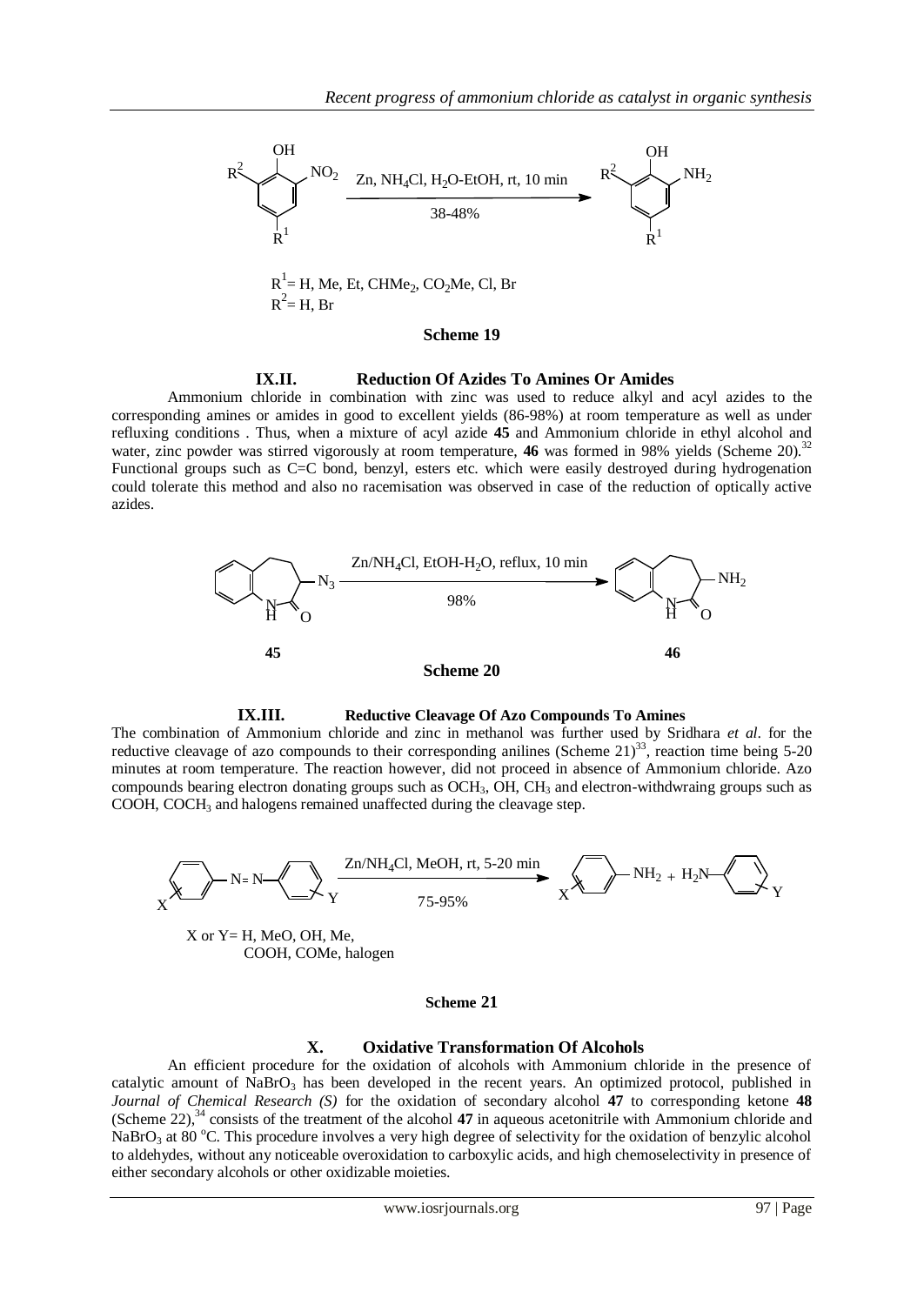R$^2$ = H, Br (scheme labels) — Zn, $NH_4Cl$, $H_2O$-EtOH, rt, 10 min; 38-48%

$R^1$= H, Me, Et, $CHMe_2$, $CO_2Me$, Cl, Br
$R^2$= H, Br

**Scheme 19**

### IX.II. Reduction Of Azides To Amines Or Amides

Ammonium chloride in combination with zinc was used to reduce alkyl and acyl azides to the corresponding amines or amides in good to excellent yields (86-98%) at room temperature as well as under refluxing conditions . Thus, when a mixture of acyl azide **45** and Ammonium chloride in ethyl alcohol and water, zinc powder was stirred vigorously at room temperature, **46** was formed in 98% yields (Scheme 20).[32] Functional groups such as C=C bond, benzyl, esters etc. which were easily destroyed during hydrogenation could tolerate this method and also no racemisation was observed in case of the reduction of optically active azides.

$Zn/NH_4Cl$, EtOH-$H_2O$, reflux, 10 min; 98%

**45** → **46**

**Scheme 20**

### IX.III. Reductive Cleavage Of Azo Compounds To Amines

The combination of Ammonium chloride and zinc in methanol was further used by Sridhara *et al*. for the reductive cleavage of azo compounds to their corresponding anilines (Scheme 21)[33], reaction time being 5-20 minutes at room temperature. The reaction however, did not proceed in absence of Ammonium chloride. Azo compounds bearing electron donating groups such as $OCH_3$, OH, $CH_3$ and electron-withdwraing groups such as COOH, $COCH_3$ and halogens remained unaffected during the cleavage step.

$Zn/NH_4Cl$, MeOH, rt, 5-20 min; 75-95%

X or Y= H, MeO, OH, Me, COOH, COMe, halogen

**Scheme 21**

## X. Oxidative Transformation Of Alcohols

An efficient procedure for the oxidation of alcohols with Ammonium chloride in the presence of catalytic amount of $NaBrO_3$ has been developed in the recent years. An optimized protocol, published in *Journal of Chemical Research (S)* for the oxidation of secondary alcohol **47** to corresponding ketone **48** (Scheme 22),[34] consists of the treatment of the alcohol **47** in aqueous acetonitrile with Ammonium chloride and $NaBrO_3$ at 80 °C. This procedure involves a very high degree of selectivity for the oxidation of benzylic alcohol to aldehydes, without any noticeable overoxidation to carboxylic acids, and high chemoselectivity in presence of either secondary alcohols or other oxidizable moieties.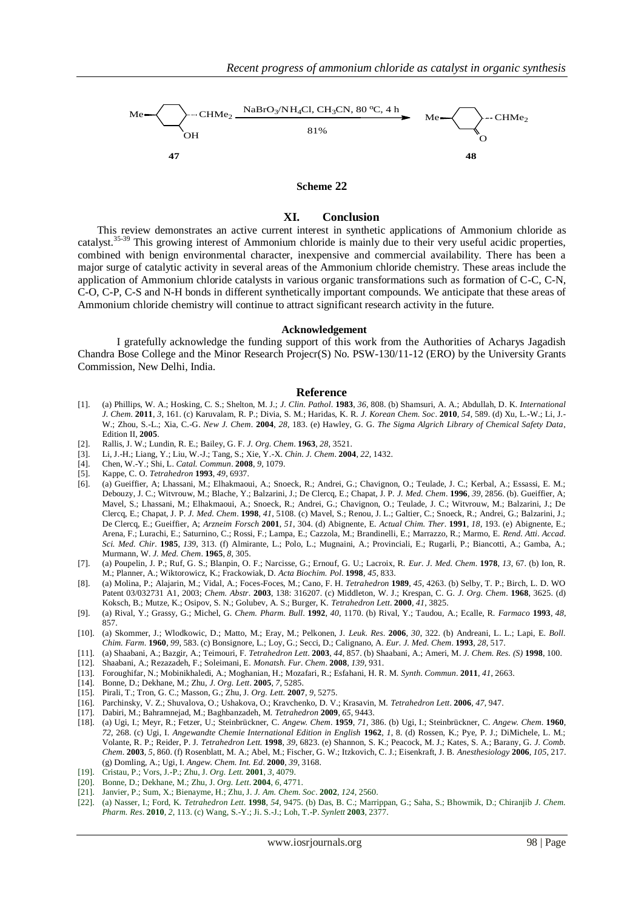$NaBrO_3/NH_4Cl$, $CH_3CN$, 80 °C, 4 h

81%

**47** → **48**

**Scheme 22**

## XI. Conclusion

This review demonstrates an active current interest in synthetic applications of Ammonium chloride as catalyst.[35-39] This growing interest of Ammonium chloride is mainly due to their very useful acidic properties, combined with benign environmental character, inexpensive and commercial availability. There has been a major surge of catalytic activity in several areas of the Ammonium chloride chemistry. These areas include the application of Ammonium chloride catalysts in various organic transformations such as formation of C-C, C-N, C-O, C-P, C-S and N-H bonds in different synthetically important compounds. We anticipate that these areas of Ammonium chlorde chemistry will continue to attract significant research activity in the future.

### Acknowledgement

I gratefully acknowledge the funding support of this work from the Authorities of Acharys Jagadish Chandra Bose College and the Minor Research Projecr(S) No. PSW-130/11-12 (ERO) by the University Grants Commission, New Delhi, India.

### Reference

[1]. (a) Phillips, W. A.; Hosking, C. S.; Shelton, M. J.; *J. Clin. Pathol*. **1983**, *36*, 808. (b) Shamsuri, A. A.; Abdullah, D. K. *International J. Chem*. **2011**, *3*, 161. (c) Karuvalam, R. P.; Divia, S. M.; Haridas, K. R. *J. Korean Chem. Soc*. **2010**, *54*, 589. (d) Xu, L.-W.; Li, J.-W.; Zhou, S.-L.; Xia, C.-G. *New J. Chem*. **2004**, *28*, 183. (e) Hawley, G. G. *The Sigma Algrich Library of Chemical Safety Data*, Edition II, **2005**.

[2]. Rallis, J. W.; Lundin, R. E.; Bailey, G. F. *J. Org. Chem*. **1963**, *28*, 3521.

[3]. Li, J.-H.; Liang, Y.; Liu, W.-J.; Tang, S.; Xie, Y.-X. *Chin. J. Chem*. **2004**, *22*, 1432.

[4]. Chen, W.-Y.; Shi, L. *Catal. Commun*. **2008**, *9*, 1079.

[5]. Kappe, C. O. *Tetrahedron* **1993**, *49*, 6937.

[6]. (a) Gueiffier, A; Lhassani, M.; Elhakmaoui, A.; Snoeck, R.; Andrei, G.; Chavignon, O.; Teulade, J. C.; Kerbal, A.; Essassi, E. M.; Debouzy, J. C.; Witvrouw, M.; Blache, Y.; Balzarini, J.; De Clercq, E.; Chapat, J. P. *J. Med. Chem*. **1996**, *39*, 2856. (b). Gueiffier, A; Mavel, S.; Lhassani, M.; Elhakmaoui, A.; Snoeck, R.; Andrei, G.; Chavignon, O.; Teulade, J. C.; Witvrouw, M.; Balzarini, J.; De Clercq, E.; Chapat, J. P. *J. Med. Chem*. **1998**, *41*, 5108. (c) Mavel, S.; Renou, J. L.; Galtier, C.; Snoeck, R.; Andrei, G.; Balzarini, J.; De Clercq, E.; Gueiffier, A; *Arzneim Forsch* **2001**, *51*, 304. (d) Abignente, E. *Actual Chim. Ther*. **1991**, *18*, 193. (e) Abignente, E.; Arena, F.; Lurachi, E.; Saturnino, C.; Rossi, F.; Lampa, E.; Cazzola, M.; Brandinelli, E.; Marrazzo, R.; Marmo, E. *Rend. Atti. Accad. Sci. Med. Chir*. **1985**, *139*, 313. (f) Almirante, L.; Polo, L.; Mugnaini, A.; Provinciali, E.; Rugarli, P.; Biancotti, A.; Gamba, A.; Murmann, W. *J. Med. Chem*. **1965**, *8*, 305.

[7]. (a) Poupelin, J. P.; Ruf, G. S.; Blanpin, O. F.; Narcisse, G.; Ernouf, G. U.; Lacroix, R. *Eur. J. Med. Chem*. **1978**, *13*, 67. (b) Ion, R. M.; Planner, A.; Wiktorowicz, K.; Frackowiak, D. *Acta Biochim. Pol*. **1998**, *45*, 833.

[8]. (a) Molina, P.; Alajarin, M.; Vidal, A.; Foces-Foces, M.; Cano, F. H. *Tetrahedron* **1989**, *45*, 4263. (b) Selby, T. P.; Birch, L. D. WO Patent 03/032731 A1, 2003; *Chem. Abstr*. **2003**, 138: 316207. (c) Middleton, W. J.; Krespan, C. G. *J. Org. Chem*. **1968**, 3625. (d) Koksch, B.; Mutze, K.; Osipov, S. N.; Golubev, A. S.; Burger, K. *Tetrahedron Lett*. **2000**, *41*, 3825.

[9]. (a) Rival, Y.; Grassy, G.; Michel, G. *Chem. Pharm. Bull*. **1992**, *40*, 1170. (b) Rival, Y.; Taudou, A.; Ecalle, R. *Farmaco* **1993**, *48*, 857.

[10]. (a) Skommer, J.; Wlodkowic, D.; Matto, M.; Eray, M.; Pelkonen, J. *Leuk. Res*. **2006**, *30*, 322. (b) Andreani, L. L.; Lapi, E. *Boll. Chim. Farm*. **1960**, *99*, 583. (c) Bonsignore, L.; Loy, G.; Secci, D.; Calignano, A. *Eur. J. Med. Chem*. **1993**, *28*, 517.

[11]. (a) Shaabani, A.; Bazgir, A.; Teimouri, F. *Tetrahedron Lett*. **2003**, *44*, 857. (b) Shaabani, A.; Ameri, M. *J. Chem. Res. (S)* **1998**, 100.

[12]. Shaabani, A.; Rezazadeh, F.; Soleimani, E. *Monatsh. Fur. Chem*. **2008**, *139*, 931.

[13]. Foroughifar, N.; Mobinikhaledi, A.; Moghanian, H.; Mozafari, R.; Esfahani, H. R. M. *Synth. Commun*. **2011**, *41*, 2663.

[14]. Bonne, D.; Dekhane, M.; Zhu, *J. Org. Lett*. **2005**, *7*, 5285.

[15]. Pirali, T.; Tron, G. C.; Masson, G.; Zhu, J. *Org. Lett.* **2007**, *9*, 5275.

[16]. Parchinsky, V. Z.; Shuvalova, O.; Ushakova, O.; Kravchenko, D. V.; Krasavin, M. *Tetrahedron Lett*. **2006**, *47*, 947.

[17]. Dabiri, M.; Bahramnejad, M.; Baghbanzadeh, M. *Tetrahedron* **2009**, *65*, 9443.

[18]. (a) Ugi, I.; Meyr, R.; Fetzer, U.; Steinbrückner, C. *Angew. Chem*. **1959**, *71*, 386. (b) Ugi, I.; Steinbrückner, C. *Angew. Chem*. **1960**, *72*, 268. (c) Ugi, I. *Angewandte Chemie International Edition in English* **1962**, *1*, 8. (d) Rossen, K.; Pye, P. J.; DiMichele, L. M.; Volante, R. P.; Reider, P. J. *Tetrahedron Lett.* **1998**, *39*, 6823. (e) Shannon, S. K.; Peacock, M. J.; Kates, S. A.; Barany, G. *J. Comb. Chem*. **2003**, *5*, 860. (f) Rosenblatt, M. A.; Abel, M.; Fischer, G. W.; Itzkovich, C. J.; Eisenkraft, J. B. *Anesthesiology* **2006**, *105*, 217. (g) Domling, A.; Ugi, I. *Angew. Chem. Int. Ed*. **2000**, *39*, 3168.

[19]. Cristau, P.; Vors, J.-P.; Zhu, J. *Org. Lett.* **2001**, *3*, 4079.

[20]. Bonne, D.; Dekhane, M.; Zhu, J. *Org. Lett*. **2004**, *6*, 4771.

[21]. Janvier, P.; Sum, X.; Bienayme, H.; Zhu, J. *J. Am. Chem. Soc*. **2002**, *124*, 2560.

[22]. (a) Nasser, I.; Ford, K. *Tetrahedron Lett*. **1998**, *54*, 9475. (b) Das, B. C.; Marrippan, G.; Saha, S.; Bhowmik, D.; Chiranjib *J. Chem. Pharm. Res*. **2010**, *2*, 113. (c) Wang, S.-Y.; Ji. S.-J.; Loh, T.-P. *Synlett* **2003**, 2377.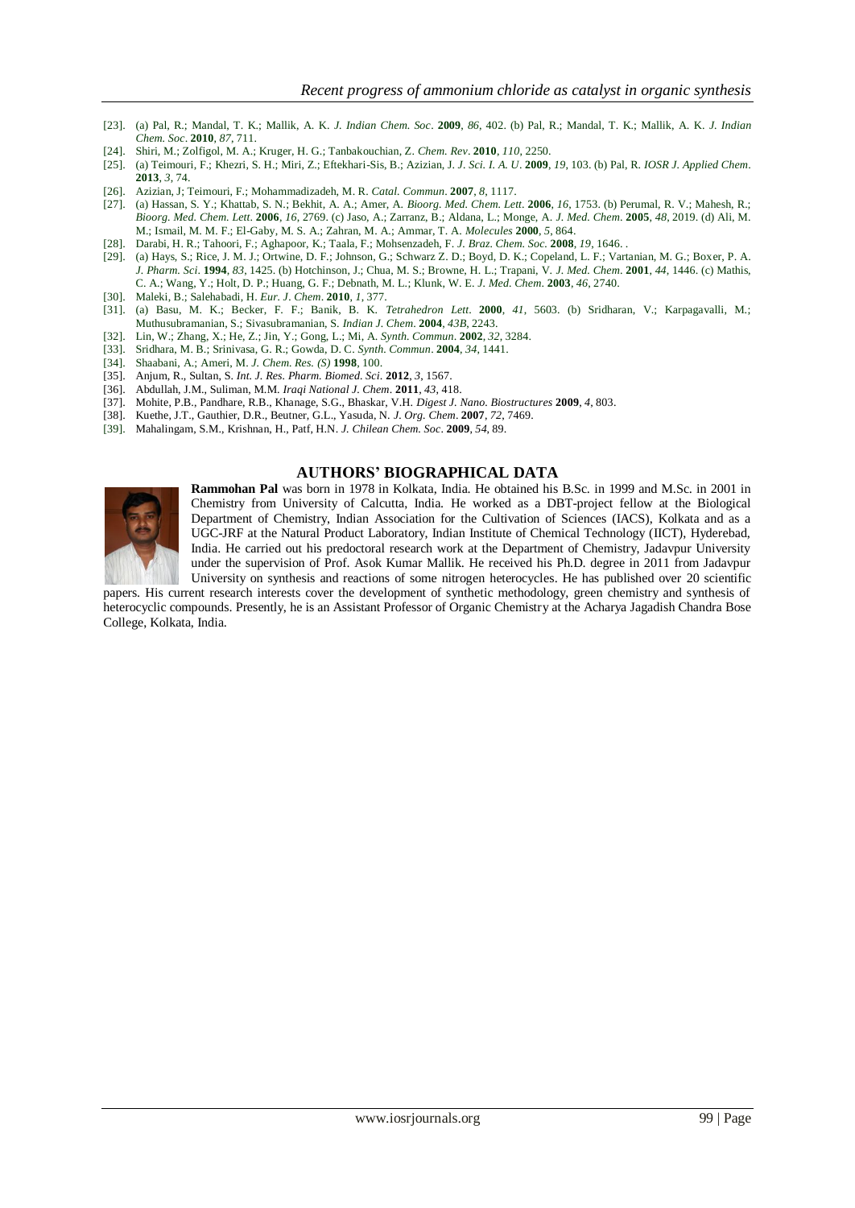[23]. (a) Pal, R.; Mandal, T. K.; Mallik, A. K. *J. Indian Chem. Soc*. **2009**, *86*, 402. (b) Pal, R.; Mandal, T. K.; Mallik, A. K. *J. Indian Chem. Soc*. **2010**, *87*, 711.

[24]. Shiri, M.; Zolfigol, M. A.; Kruger, H. G.; Tanbakouchian, Z. *Chem. Rev*. **2010**, *110*, 2250.

[25]. (a) Teimouri, F.; Khezri, S. H.; Miri, Z.; Eftekhari-Sis, B.; Azizian, J. *J. Sci. I. A. U*. **2009**, *19*, 103. (b) Pal, R. *IOSR J. Applied Chem*. **2013**, *3*, 74.

[26]. Azizian, J; Teimouri, F.; Mohammadizadeh, M. R. *Catal. Commun*. **2007**, *8*, 1117.

[27]. (a) Hassan, S. Y.; Khattab, S. N.; Bekhit, A. A.; Amer, A. *Bioorg. Med. Chem. Lett*. **2006**, *16*, 1753. (b) Perumal, R. V.; Mahesh, R.; *Bioorg. Med. Chem. Lett*. **2006**, *16*, 2769. (c) Jaso, A.; Zarranz, B.; Aldana, L.; Monge, A. *J. Med. Chem*. **2005**, *48*, 2019. (d) Ali, M. M.; Ismail, M. M. F.; El-Gaby, M. S. A.; Zahran, M. A.; Ammar, T. A. *Molecules* **2000**, *5*, 864.

[28]. Darabi, H. R.; Tahoori, F.; Aghapoor, K.; Taala, F.; Mohsenzadeh, F. *J. Braz. Chem. Soc*. **2008**, *19*, 1646. .

[29]. (a) Hays, S.; Rice, J. M. J.; Ortwine, D. F.; Johnson, G.; Schwarz Z. D.; Boyd, D. K.; Copeland, L. F.; Vartanian, M. G.; Boxer, P. A. *J. Pharm. Sci*. **1994**, *83*, 1425. (b) Hotchinson, J.; Chua, M. S.; Browne, H. L.; Trapani, V. *J. Med. Chem*. **2001**, *44*, 1446. (c) Mathis, C. A.; Wang, Y.; Holt, D. P.; Huang, G. F.; Debnath, M. L.; Klunk, W. E. *J. Med. Chem*. **2003**, *46*, 2740.

[30]. Maleki, B.; Salehabadi, H. *Eur. J. Chem*. **2010**, *1*, 377.

[31]. (a) Basu, M. K.; Becker, F. F.; Banik, B. K. *Tetrahedron Lett*. **2000**, *41*, 5603. (b) Sridharan, V.; Karpagavalli, M.; Muthusubramanian, S.; Sivasubramanian, S. *Indian J. Chem*. **2004**, *43B*, 2243.

[32]. Lin, W.; Zhang, X.; He, Z.; Jin, Y.; Gong, L.; Mi, A. *Synth. Commun*. **2002**, *32*, 3284.

[33]. Sridhara, M. B.; Srinivasa, G. R.; Gowda, D. C. *Synth. Commun*. **2004**, *34*, 1441.

[34]. Shaabani, A.; Ameri, M. *J. Chem. Res. (S)* **1998**, 100.

[35]. Anjum, R., Sultan, S. *Int. J. Res. Pharm. Biomed. Sci*. **2012**, *3*, 1567.

[36]. Abdullah, J.M., Suliman, M.M. *Iraqi National J. Chem*. **2011**, *43*, 418.

[37]. Mohite, P.B., Pandhare, R.B., Khanage, S.G., Bhaskar, V.H. *Digest J. Nano. Biostructures* **2009**, *4*, 803.

[38]. Kuethe, J.T., Gauthier, D.R., Beutner, G.L., Yasuda, N. *J. Org. Chem*. **2007**, *72*, 7469.

[39]. Mahalingam, S.M., Krishnan, H., Patf, H.N. *J. Chilean Chem. Soc*. **2009**, *54*, 89.

## AUTHORS' BIOGRAPHICAL DATA

**Rammohan Pal** was born in 1978 in Kolkata, India. He obtained his B.Sc. in 1999 and M.Sc. in 2001 in Chemistry from University of Calcutta, India. He worked as a DBT-project fellow at the Biological Department of Chemistry, Indian Association for the Cultivation of Sciences (IACS), Kolkata and as a UGC-JRF at the Natural Product Laboratory, Indian Institute of Chemical Technology (IICT), Hyderebad, India. He carried out his predoctoral research work at the Department of Chemistry, Jadavpur University under the supervision of Prof. Asok Kumar Mallik. He received his Ph.D. degree in 2011 from Jadavpur University on synthesis and reactions of some nitrogen heterocycles. He has published over 20 scientific papers. His current research interests cover the development of synthetic methodology, green chemistry and synthesis of heterocyclic compounds. Presently, he is an Assistant Professor of Organic Chemistry at the Acharya Jagadish Chandra Bose College, Kolkata, India.